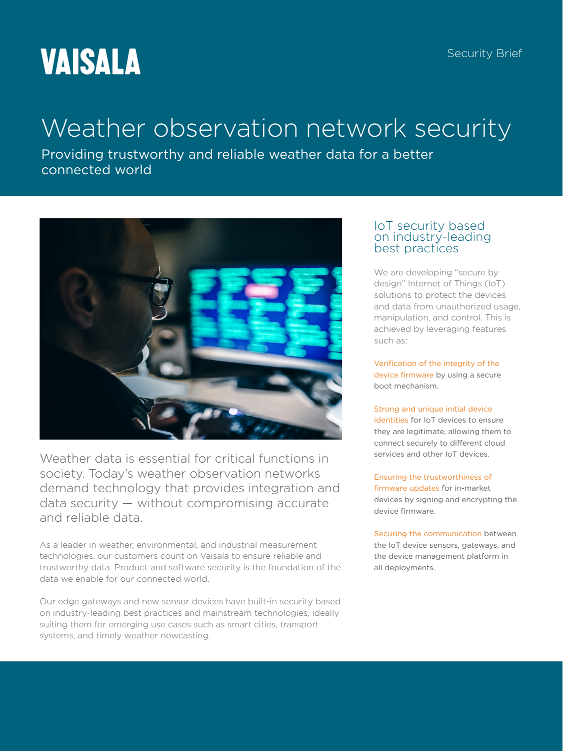VAISALA

Security Brief

# Weather observation network security

Providing trustworthy and reliable weather data for a better connected world

Weather data is essential for critical functions in society. Today's weather observation networks demand technology that provides integration and data security — without compromising accurate and reliable data.

As a leader in weather, environmental, and industrial measurement technologies, our customers count on Vaisala to ensure reliable and trustworthy data. Product and software security is the foundation of the data we enable for our connected world.

Our edge gateways and new sensor devices have built-in security based on industry-leading best practices and mainstream technologies, ideally suiting them for emerging use cases such as smart cities, transport systems, and timely weather nowcasting.

## IoT security based on industry-leading best practices

We are developing "secure by design" Internet of Things (IoT) solutions to protect the devices and data from unauthorized usage, manipulation, and control. This is achieved by leveraging features such as:

**Verification of the integrity of the device firmware** by using a secure boot mechanism.

**Strong and unique initial device identities** for IoT devices to ensure they are legitimate, allowing them to connect securely to different cloud services and other IoT devices.

**Ensuring the trustworthiness of firmware updates** for in-market devices by signing and encrypting the device firmware.

**Securing the communication** between the IoT device sensors, gateways, and the device management platform in all deployments.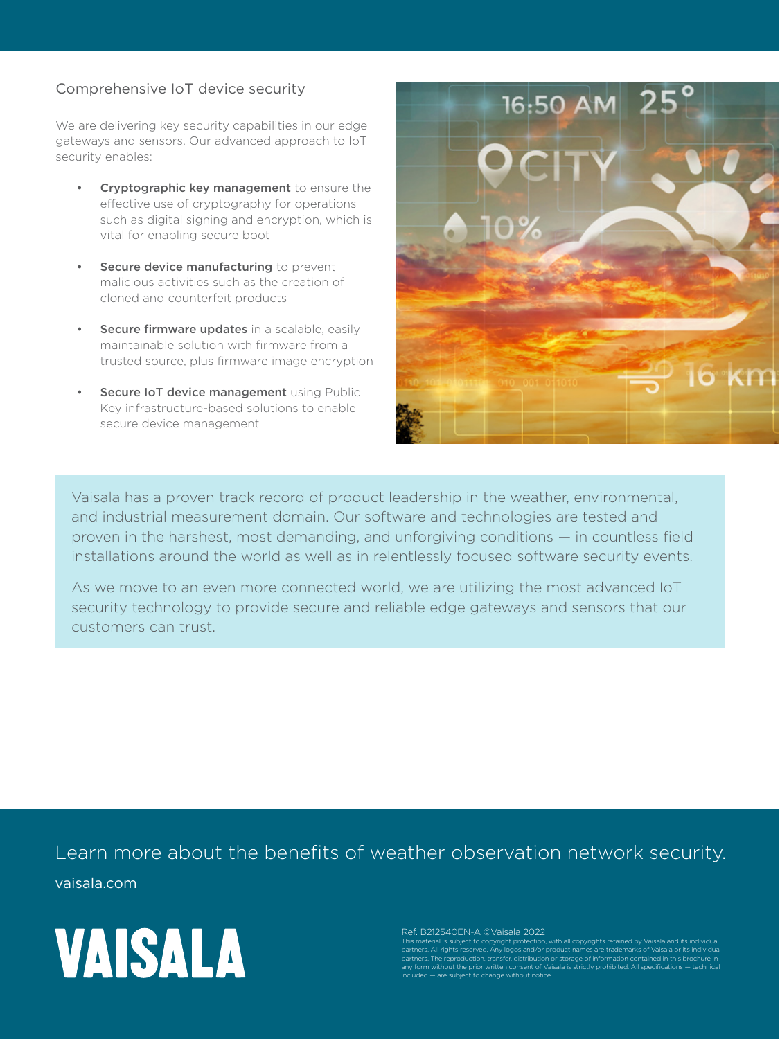## Comprehensive IoT device security

We are delivering key security capabilities in our edge gateways and sensors. Our advanced approach to IoT security enables:

- **Cryptographic key management** to ensure the effective use of cryptography for operations such as digital signing and encryption, which is vital for enabling secure boot
- **Secure device manufacturing** to prevent malicious activities such as the creation of cloned and counterfeit products
- **Secure firmware updates** in a scalable, easily maintainable solution with firmware from a trusted source, plus firmware image encryption
- **Secure IoT device management** using Public Key infrastructure-based solutions to enable secure device management

Vaisala has a proven track record of product leadership in the weather, environmental, and industrial measurement domain. Our software and technologies are tested and proven in the harshest, most demanding, and unforgiving conditions — in countless field installations around the world as well as in relentlessly focused software security events.

As we move to an even more connected world, we are utilizing the most advanced IoT security technology to provide secure and reliable edge gateways and sensors that our customers can trust.

Learn more about the benefits of weather observation network security.

vaisala.com

VAISALA

Ref. B212540EN-A ©Vaisala 2022

This material is subject to copyright protection, with all copyrights retained by Vaisala and its individual partners. All rights reserved. Any logos and/or product names are trademarks of Vaisala or its individual partners. The reproduction, transfer, distribution or storage of information contained in this brochure in any form without the prior written consent of Vaisala is strictly prohibited. All specifications — technical included — are subject to change without notice.